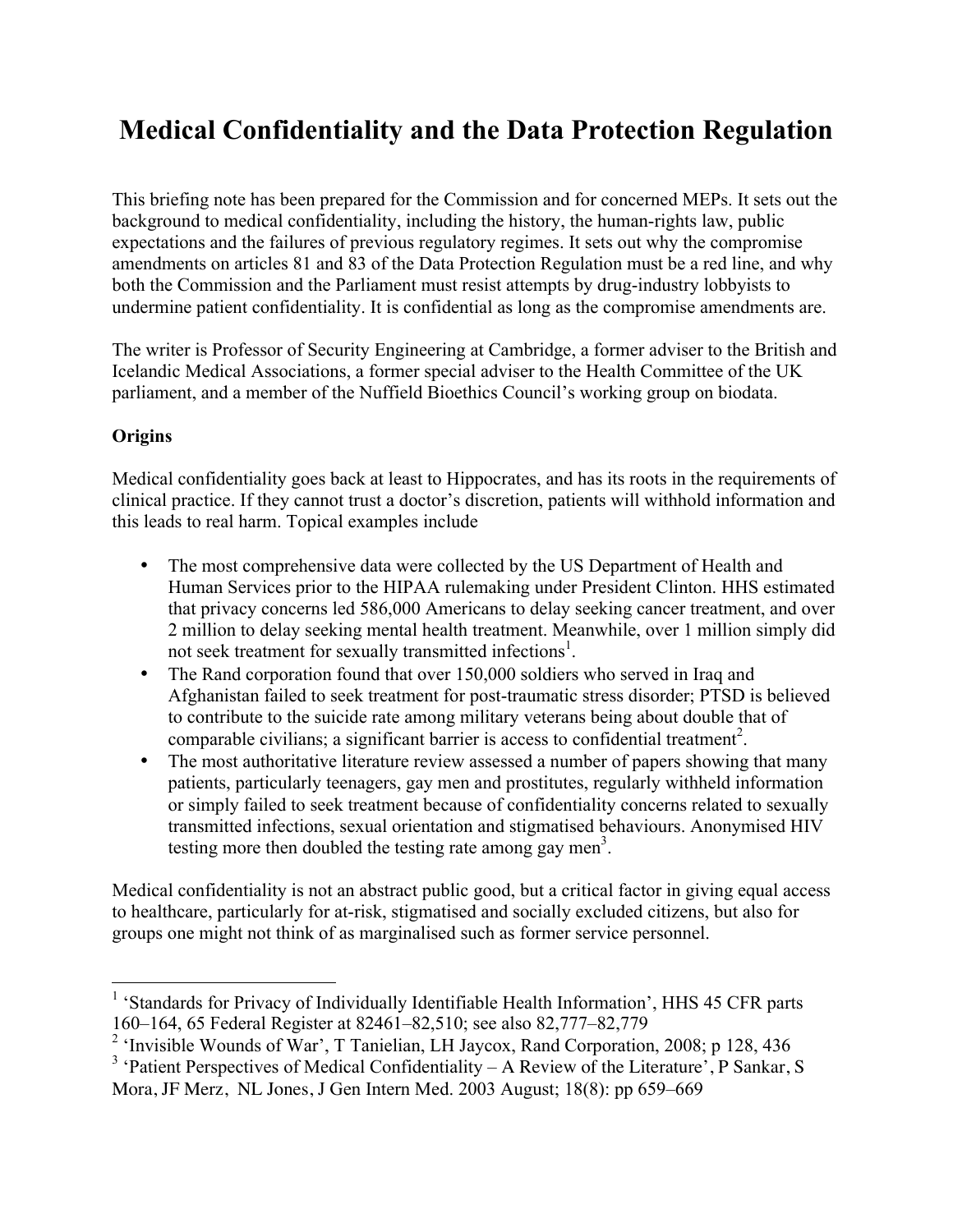# Medical Confidentiality and the Data Protection Regulation

This briefing note has been prepared for the Commission and for concerned MEPs. It sets out the background to medical confidentiality, including the history, the human-rights law, public expectations and the failures of previous regulatory regimes. It sets out why the compromise amendments on articles 81 and 83 of the Data Protection Regulation must be a red line, and why both the Commission and the Parliament must resist attempts by drug-industry lobbyists to undermine patient confidentiality. It is confidential as long as the compromise amendments are.

The writer is Professor of Security Engineering at Cambridge, a former adviser to the British and Icelandic Medical Associations, a former special adviser to the Health Committee of the UK parliament, and a member of the Nuffield Bioethics Council's working group on biodata.

**Origins**

Medical confidentiality goes back at least to Hippocrates, and has its roots in the requirements of clinical practice. If they cannot trust a doctor's discretion, patients will withhold information and this leads to real harm. Topical examples include

- The most comprehensive data were collected by the US Department of Health and Human Services prior to the HIPAA rulemaking under President Clinton. HHS estimated that privacy concerns led 586,000 Americans to delay seeking cancer treatment, and over 2 million to delay seeking mental health treatment. Meanwhile, over 1 million simply did not seek treatment for sexually transmitted infections[1].
- The Rand corporation found that over 150,000 soldiers who served in Iraq and Afghanistan failed to seek treatment for post-traumatic stress disorder; PTSD is believed to contribute to the suicide rate among military veterans being about double that of comparable civilians; a significant barrier is access to confidential treatment[2].
- The most authoritative literature review assessed a number of papers showing that many patients, particularly teenagers, gay men and prostitutes, regularly withheld information or simply failed to seek treatment because of confidentiality concerns related to sexually transmitted infections, sexual orientation and stigmatised behaviours. Anonymised HIV testing more then doubled the testing rate among gay men[3].

Medical confidentiality is not an abstract public good, but a critical factor in giving equal access to healthcare, particularly for at-risk, stigmatised and socially excluded citizens, but also for groups one might not think of as marginalised such as former service personnel.

---

[1] 'Standards for Privacy of Individually Identifiable Health Information', HHS 45 CFR parts 160–164, 65 Federal Register at 82461–82,510; see also 82,777–82,779

[2] 'Invisible Wounds of War', T Tanielian, LH Jaycox, Rand Corporation, 2008; p 128, 436

[3] 'Patient Perspectives of Medical Confidentiality – A Review of the Literature', P Sankar, S Mora, JF Merz, NL Jones, J Gen Intern Med. 2003 August; 18(8): pp 659–669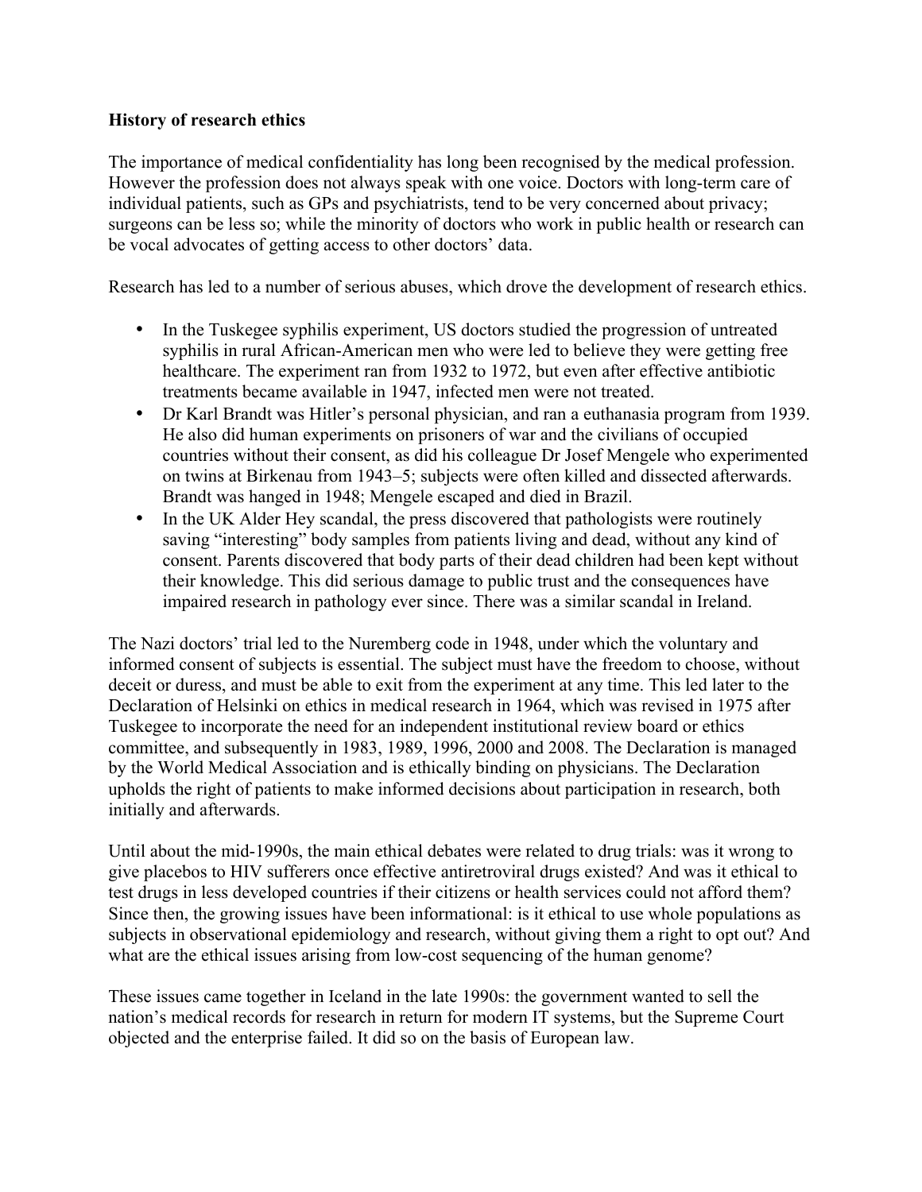**History of research ethics**

The importance of medical confidentiality has long been recognised by the medical profession. However the profession does not always speak with one voice. Doctors with long-term care of individual patients, such as GPs and psychiatrists, tend to be very concerned about privacy; surgeons can be less so; while the minority of doctors who work in public health or research can be vocal advocates of getting access to other doctors' data.

Research has led to a number of serious abuses, which drove the development of research ethics.

- In the Tuskegee syphilis experiment, US doctors studied the progression of untreated syphilis in rural African-American men who were led to believe they were getting free healthcare. The experiment ran from 1932 to 1972, but even after effective antibiotic treatments became available in 1947, infected men were not treated.
- Dr Karl Brandt was Hitler's personal physician, and ran a euthanasia program from 1939. He also did human experiments on prisoners of war and the civilians of occupied countries without their consent, as did his colleague Dr Josef Mengele who experimented on twins at Birkenau from 1943–5; subjects were often killed and dissected afterwards. Brandt was hanged in 1948; Mengele escaped and died in Brazil.
- In the UK Alder Hey scandal, the press discovered that pathologists were routinely saving "interesting" body samples from patients living and dead, without any kind of consent. Parents discovered that body parts of their dead children had been kept without their knowledge. This did serious damage to public trust and the consequences have impaired research in pathology ever since. There was a similar scandal in Ireland.

The Nazi doctors' trial led to the Nuremberg code in 1948, under which the voluntary and informed consent of subjects is essential. The subject must have the freedom to choose, without deceit or duress, and must be able to exit from the experiment at any time. This led later to the Declaration of Helsinki on ethics in medical research in 1964, which was revised in 1975 after Tuskegee to incorporate the need for an independent institutional review board or ethics committee, and subsequently in 1983, 1989, 1996, 2000 and 2008. The Declaration is managed by the World Medical Association and is ethically binding on physicians. The Declaration upholds the right of patients to make informed decisions about participation in research, both initially and afterwards.

Until about the mid-1990s, the main ethical debates were related to drug trials: was it wrong to give placebos to HIV sufferers once effective antiretroviral drugs existed? And was it ethical to test drugs in less developed countries if their citizens or health services could not afford them? Since then, the growing issues have been informational: is it ethical to use whole populations as subjects in observational epidemiology and research, without giving them a right to opt out? And what are the ethical issues arising from low-cost sequencing of the human genome?

These issues came together in Iceland in the late 1990s: the government wanted to sell the nation's medical records for research in return for modern IT systems, but the Supreme Court objected and the enterprise failed. It did so on the basis of European law.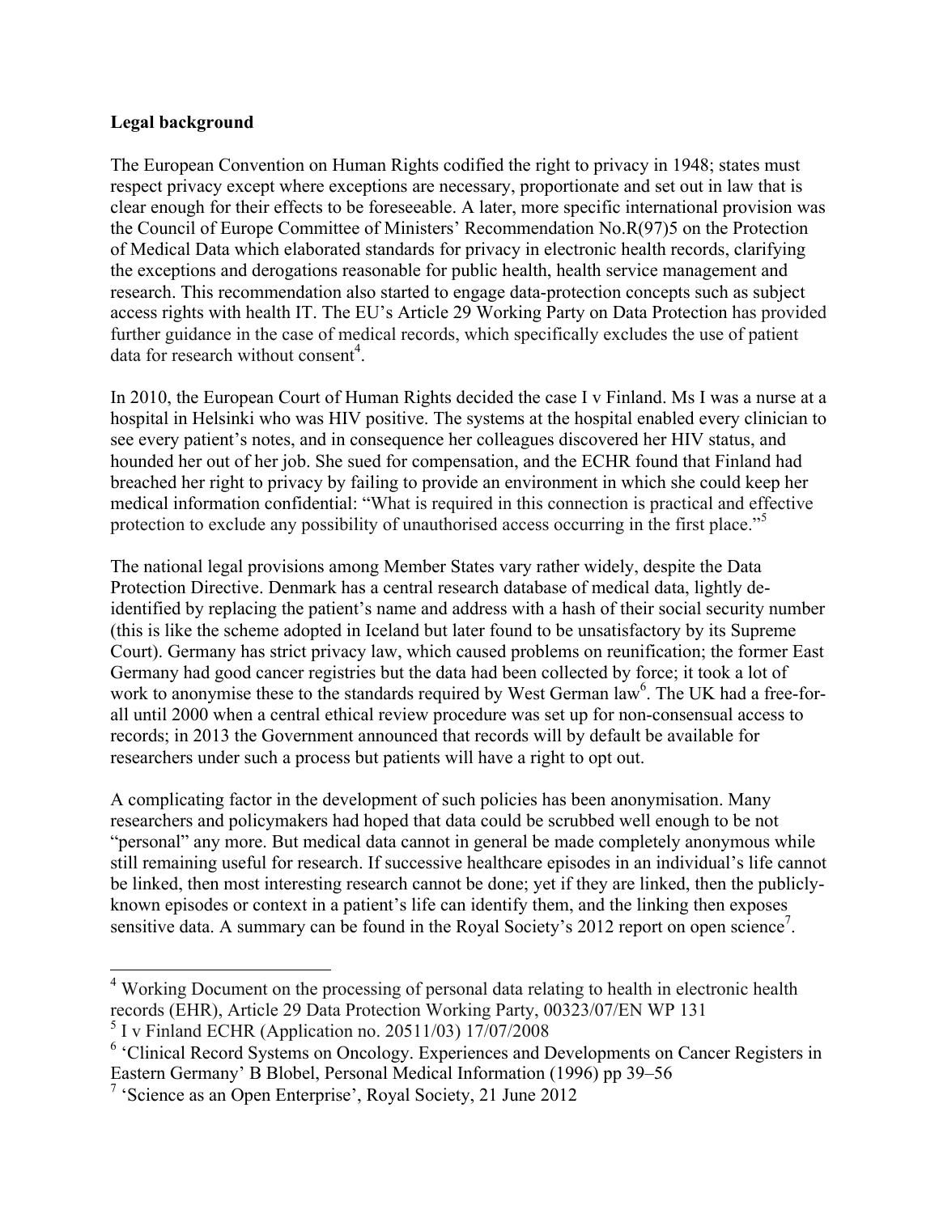**Legal background**

The European Convention on Human Rights codified the right to privacy in 1948; states must respect privacy except where exceptions are necessary, proportionate and set out in law that is clear enough for their effects to be foreseeable. A later, more specific international provision was the Council of Europe Committee of Ministers' Recommendation No.R(97)5 on the Protection of Medical Data which elaborated standards for privacy in electronic health records, clarifying the exceptions and derogations reasonable for public health, health service management and research. This recommendation also started to engage data-protection concepts such as subject access rights with health IT. The EU's Article 29 Working Party on Data Protection has provided further guidance in the case of medical records, which specifically excludes the use of patient data for research without consent[4].

In 2010, the European Court of Human Rights decided the case I v Finland. Ms I was a nurse at a hospital in Helsinki who was HIV positive. The systems at the hospital enabled every clinician to see every patient's notes, and in consequence her colleagues discovered her HIV status, and hounded her out of her job. She sued for compensation, and the ECHR found that Finland had breached her right to privacy by failing to provide an environment in which she could keep her medical information confidential: "What is required in this connection is practical and effective protection to exclude any possibility of unauthorised access occurring in the first place."[5]

The national legal provisions among Member States vary rather widely, despite the Data Protection Directive. Denmark has a central research database of medical data, lightly de-identified by replacing the patient's name and address with a hash of their social security number (this is like the scheme adopted in Iceland but later found to be unsatisfactory by its Supreme Court). Germany has strict privacy law, which caused problems on reunification; the former East Germany had good cancer registries but the data had been collected by force; it took a lot of work to anonymise these to the standards required by West German law[6]. The UK had a free-for-all until 2000 when a central ethical review procedure was set up for non-consensual access to records; in 2013 the Government announced that records will by default be available for researchers under such a process but patients will have a right to opt out.

A complicating factor in the development of such policies has been anonymisation. Many researchers and policymakers had hoped that data could be scrubbed well enough to be not "personal" any more. But medical data cannot in general be made completely anonymous while still remaining useful for research. If successive healthcare episodes in an individual's life cannot be linked, then most interesting research cannot be done; yet if they are linked, then the publicly-known episodes or context in a patient's life can identify them, and the linking then exposes sensitive data. A summary can be found in the Royal Society's 2012 report on open science[7].

---

[4] Working Document on the processing of personal data relating to health in electronic health records (EHR), Article 29 Data Protection Working Party, 00323/07/EN WP 131

[5] I v Finland ECHR (Application no. 20511/03) 17/07/2008

[6] 'Clinical Record Systems on Oncology. Experiences and Developments on Cancer Registers in Eastern Germany' B Blobel, Personal Medical Information (1996) pp 39–56

[7] 'Science as an Open Enterprise', Royal Society, 21 June 2012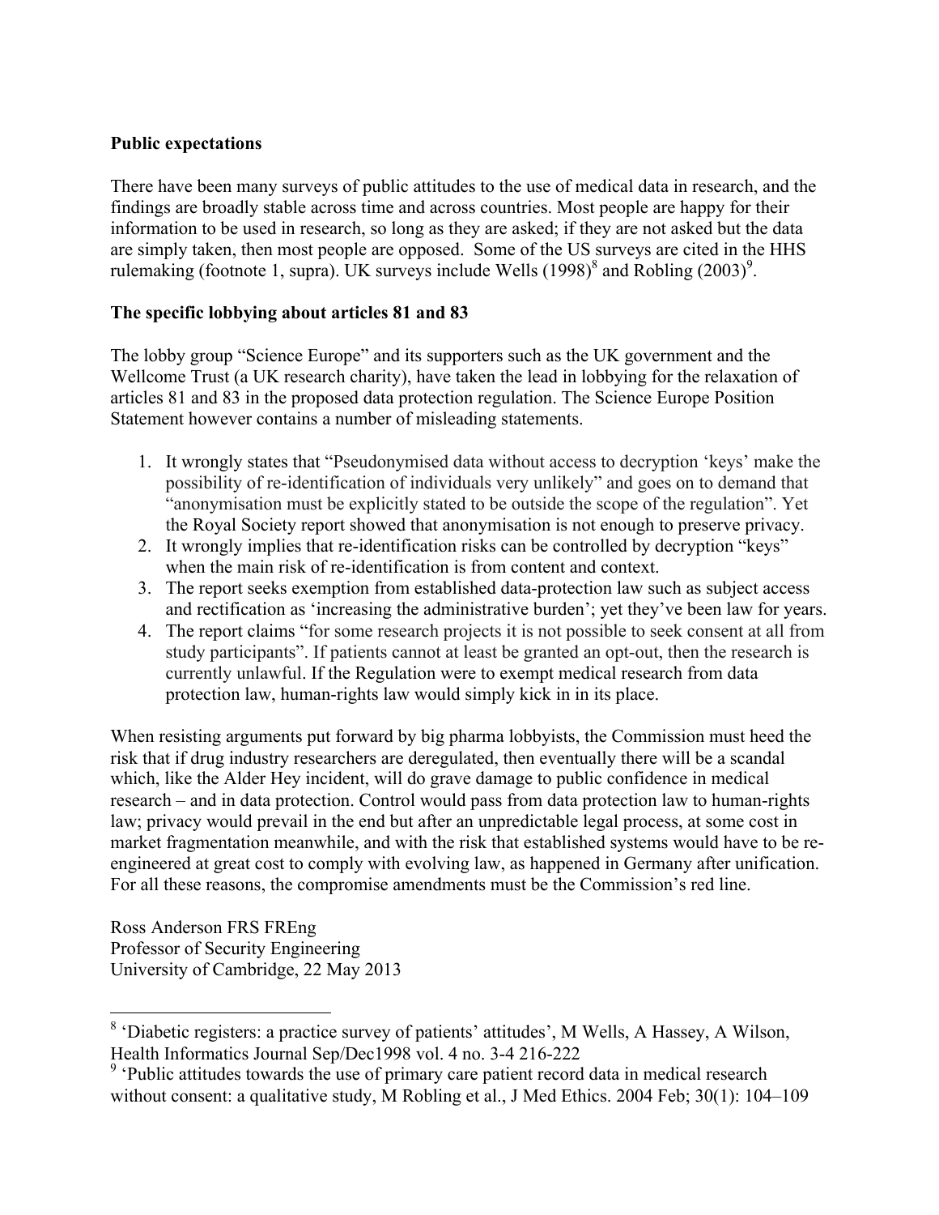**Public expectations**

There have been many surveys of public attitudes to the use of medical data in research, and the findings are broadly stable across time and across countries. Most people are happy for their information to be used in research, so long as they are asked; if they are not asked but the data are simply taken, then most people are opposed. Some of the US surveys are cited in the HHS rulemaking (footnote 1, supra). UK surveys include Wells (1998)[8] and Robling (2003)[9].

**The specific lobbying about articles 81 and 83**

The lobby group "Science Europe" and its supporters such as the UK government and the Wellcome Trust (a UK research charity), have taken the lead in lobbying for the relaxation of articles 81 and 83 in the proposed data protection regulation. The Science Europe Position Statement however contains a number of misleading statements.

1. It wrongly states that "Pseudonymised data without access to decryption 'keys' make the possibility of re-identification of individuals very unlikely" and goes on to demand that "anonymisation must be explicitly stated to be outside the scope of the regulation". Yet the Royal Society report showed that anonymisation is not enough to preserve privacy.
2. It wrongly implies that re-identification risks can be controlled by decryption "keys" when the main risk of re-identification is from content and context.
3. The report seeks exemption from established data-protection law such as subject access and rectification as 'increasing the administrative burden'; yet they've been law for years.
4. The report claims "for some research projects it is not possible to seek consent at all from study participants". If patients cannot at least be granted an opt-out, then the research is currently unlawful. If the Regulation were to exempt medical research from data protection law, human-rights law would simply kick in in its place.

When resisting arguments put forward by big pharma lobbyists, the Commission must heed the risk that if drug industry researchers are deregulated, then eventually there will be a scandal which, like the Alder Hey incident, will do grave damage to public confidence in medical research – and in data protection. Control would pass from data protection law to human-rights law; privacy would prevail in the end but after an unpredictable legal process, at some cost in market fragmentation meanwhile, and with the risk that established systems would have to be re-engineered at great cost to comply with evolving law, as happened in Germany after unification. For all these reasons, the compromise amendments must be the Commission's red line.

Ross Anderson FRS FREng
Professor of Security Engineering
University of Cambridge, 22 May 2013

---

[8] 'Diabetic registers: a practice survey of patients' attitudes', M Wells, A Hassey, A Wilson, Health Informatics Journal Sep/Dec1998 vol. 4 no. 3-4 216-222

[9] 'Public attitudes towards the use of primary care patient record data in medical research without consent: a qualitative study, M Robling et al., J Med Ethics. 2004 Feb; 30(1): 104–109